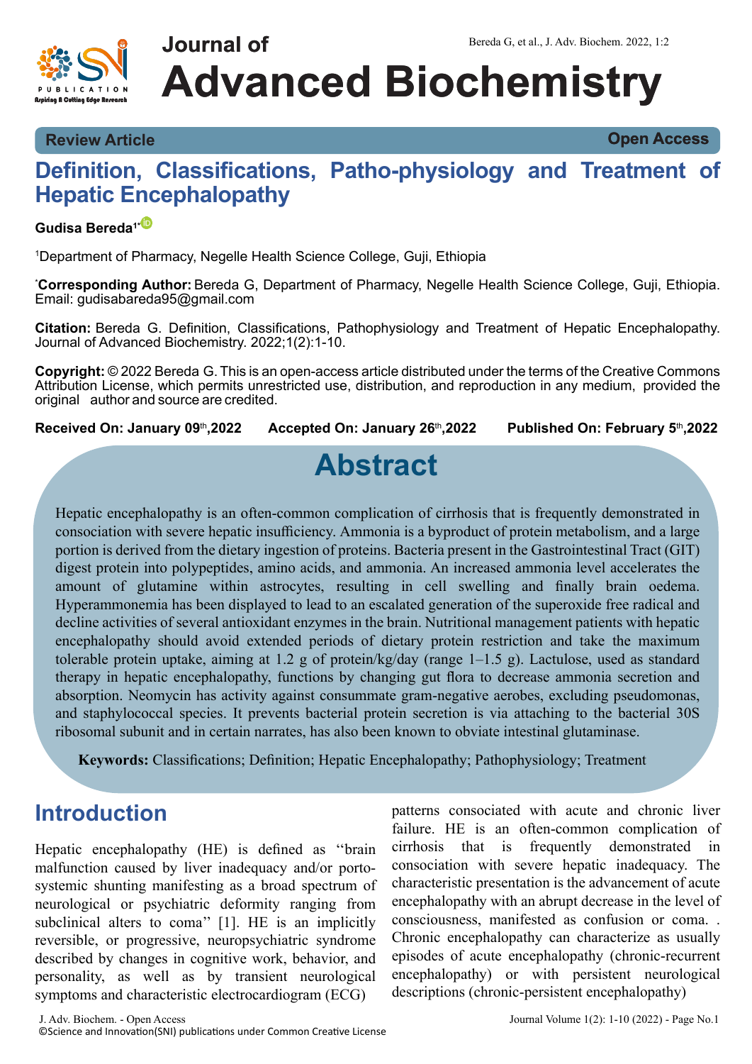Review Article | Open Access

# Definition, Classifications, Patho-physiology and Treatment of Hepatic Encephalopathy

**Gudisa Bereda[1*]**

[1]Department of Pharmacy, Negelle Health Science College, Guji, Ethiopia

[*]**Corresponding Author:** Bereda G, Department of Pharmacy, Negelle Health Science College, Guji, Ethiopia. Email: gudisabareda95@gmail.com

**Citation:** Bereda G. Definition, Classifications, Pathophysiology and Treatment of Hepatic Encephalopathy. Journal of Advanced Biochemistry. 2022;1(2):1-10.

**Copyright:** © 2022 Bereda G. This is an open-access article distributed under the terms of the Creative Commons Attribution License, which permits unrestricted use, distribution, and reproduction in any medium, provided the original author and source are credited.

**Received On: January 09th,2022** **Accepted On: January 26th,2022** **Published On: February 5th,2022**

## Abstract

Hepatic encephalopathy is an often-common complication of cirrhosis that is frequently demonstrated in consociation with severe hepatic insufficiency. Ammonia is a byproduct of protein metabolism, and a large portion is derived from the dietary ingestion of proteins. Bacteria present in the Gastrointestinal Tract (GIT) digest protein into polypeptides, amino acids, and ammonia. An increased ammonia level accelerates the amount of glutamine within astrocytes, resulting in cell swelling and finally brain oedema. Hyperammonemia has been displayed to lead to an escalated generation of the superoxide free radical and decline activities of several antioxidant enzymes in the brain. Nutritional management patients with hepatic encephalopathy should avoid extended periods of dietary protein restriction and take the maximum tolerable protein uptake, aiming at 1.2 g of protein/kg/day (range 1–1.5 g). Lactulose, used as standard therapy in hepatic encephalopathy, functions by changing gut flora to decrease ammonia secretion and absorption. Neomycin has activity against consummate gram-negative aerobes, excluding pseudomonas, and staphylococcal species. It prevents bacterial protein secretion is via attaching to the bacterial 30S ribosomal subunit and in certain narrates, has also been known to obviate intestinal glutaminase.

**Keywords:** Classifications; Definition; Hepatic Encephalopathy; Pathophysiology; Treatment

## Introduction

Hepatic encephalopathy (HE) is defined as "brain malfunction caused by liver inadequacy and/or porto-systemic shunting manifesting as a broad spectrum of neurological or psychiatric deformity ranging from subclinical alters to coma" [1]. HE is an implicitly reversible, or progressive, neuropsychiatric syndrome described by changes in cognitive work, behavior, and personality, as well as by transient neurological symptoms and characteristic electrocardiogram (ECG) patterns consociated with acute and chronic liver failure. HE is an often-common complication of cirrhosis that is frequently demonstrated in consociation with severe hepatic inadequacy. The characteristic presentation is the advancement of acute encephalopathy with an abrupt decrease in the level of consciousness, manifested as confusion or coma. . Chronic encephalopathy can characterize as usually episodes of acute encephalopathy (chronic-recurrent encephalopathy) or with persistent neurological descriptions (chronic-persistent encephalopathy)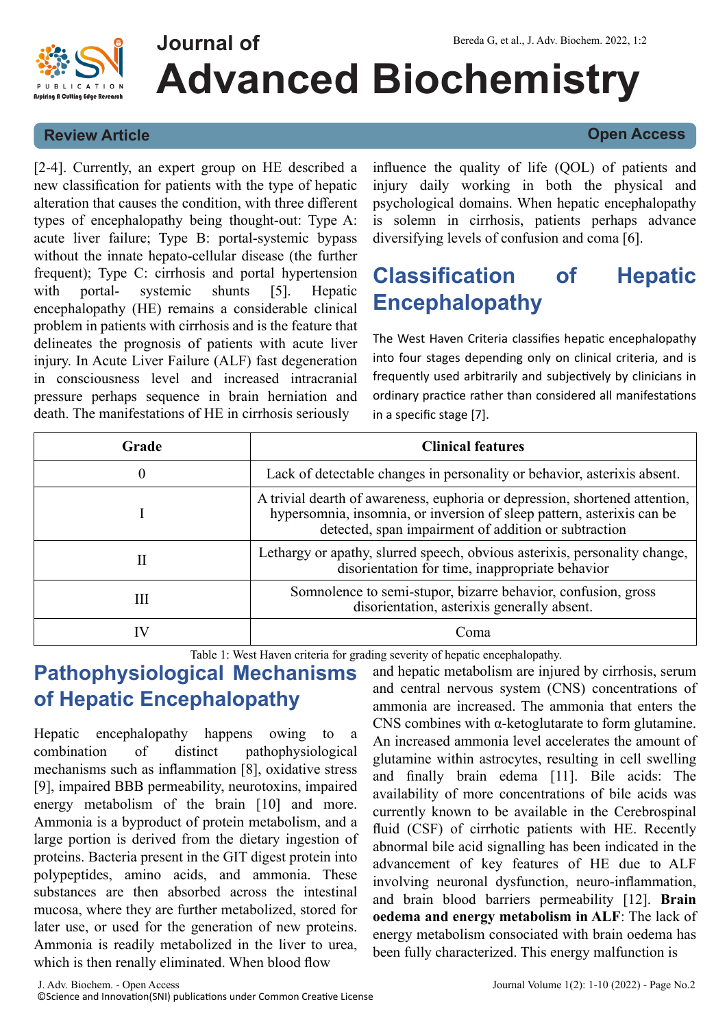[2-4]. Currently, an expert group on HE described a new classification for patients with the type of hepatic alteration that causes the condition, with three different types of encephalopathy being thought-out: Type A: acute liver failure; Type B: portal-systemic bypass without the innate hepato-cellular disease (the further frequent); Type C: cirrhosis and portal hypertension with portal- systemic shunts [5]. Hepatic encephalopathy (HE) remains a considerable clinical problem in patients with cirrhosis and is the feature that delineates the prognosis of patients with acute liver injury. In Acute Liver Failure (ALF) fast degeneration in consciousness level and increased intracranial pressure perhaps sequence in brain herniation and death. The manifestations of HE in cirrhosis seriously influence the quality of life (QOL) of patients and injury daily working in both the physical and psychological domains. When hepatic encephalopathy is solemn in cirrhosis, patients perhaps advance diversifying levels of confusion and coma [6].

## Classification of Hepatic Encephalopathy

The West Haven Criteria classifies hepatic encephalopathy into four stages depending only on clinical criteria, and is frequently used arbitrarily and subjectively by clinicians in ordinary practice rather than considered all manifestations in a specific stage [7].

| Grade | Clinical features |
| --- | --- |
| 0 | Lack of detectable changes in personality or behavior, asterixis absent. |
| I | A trivial dearth of awareness, euphoria or depression, shortened attention, hypersomnia, insomnia, or inversion of sleep pattern, asterixis can be detected, span impairment of addition or subtraction |
| II | Lethargy or apathy, slurred speech, obvious asterixis, personality change, disorientation for time, inappropriate behavior |
| III | Somnolence to semi-stupor, bizarre behavior, confusion, gross disorientation, asterixis generally absent. |
| IV | Coma |

Table 1: West Haven criteria for grading severity of hepatic encephalopathy.

## Pathophysiological Mechanisms of Hepatic Encephalopathy

Hepatic encephalopathy happens owing to a combination of distinct pathophysiological mechanisms such as inflammation [8], oxidative stress [9], impaired BBB permeability, neurotoxins, impaired energy metabolism of the brain [10] and more. Ammonia is a byproduct of protein metabolism, and a large portion is derived from the dietary ingestion of proteins. Bacteria present in the GIT digest protein into polypeptides, amino acids, and ammonia. These substances are then absorbed across the intestinal mucosa, where they are further metabolized, stored for later use, or used for the generation of new proteins. Ammonia is readily metabolized in the liver to urea, which is then renally eliminated. When blood flow and hepatic metabolism are injured by cirrhosis, serum and central nervous system (CNS) concentrations of ammonia are increased. The ammonia that enters the CNS combines with α-ketoglutarate to form glutamine. An increased ammonia level accelerates the amount of glutamine within astrocytes, resulting in cell swelling and finally brain edema [11]. Bile acids: The availability of more concentrations of bile acids was currently known to be available in the Cerebrospinal fluid (CSF) of cirrhotic patients with HE. Recently abnormal bile acid signalling has been indicated in the advancement of key features of HE due to ALF involving neuronal dysfunction, neuro-inflammation, and brain blood barriers permeability [12]. **Brain oedema and energy metabolism in ALF**: The lack of energy metabolism consociated with brain oedema has been fully characterized. This energy malfunction is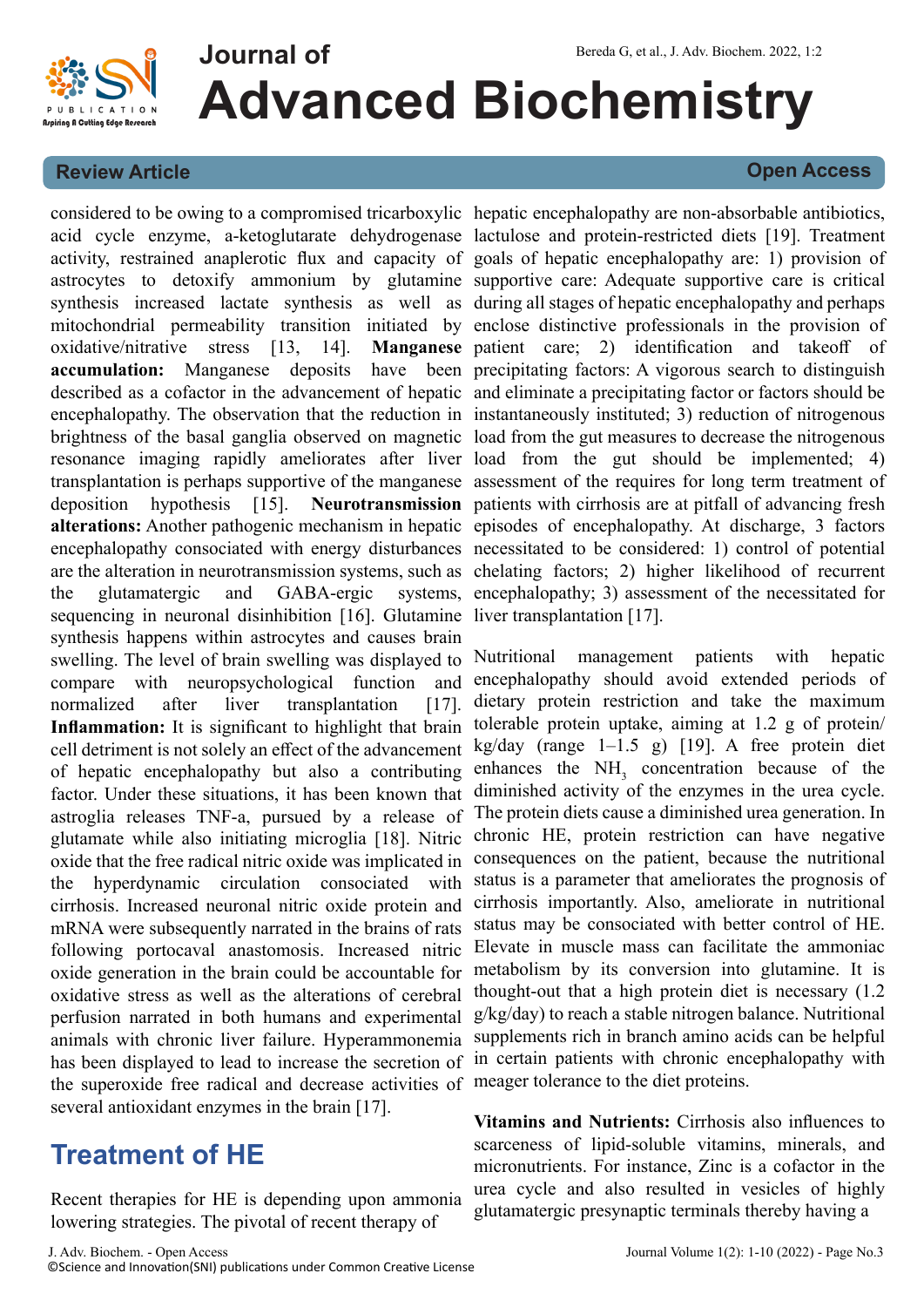considered to be owing to a compromised tricarboxylic acid cycle enzyme, a-ketoglutarate dehydrogenase activity, restrained anaplerotic flux and capacity of astrocytes to detoxify ammonium by glutamine synthesis increased lactate synthesis as well as mitochondrial permeability transition initiated by oxidative/nitrative stress [13, 14]. **Manganese accumulation:** Manganese deposits have been described as a cofactor in the advancement of hepatic encephalopathy. The observation that the reduction in brightness of the basal ganglia observed on magnetic resonance imaging rapidly ameliorates after liver transplantation is perhaps supportive of the manganese deposition hypothesis [15]. **Neurotransmission alterations:** Another pathogenic mechanism in hepatic encephalopathy consociated with energy disturbances are the alteration in neurotransmission systems, such as the glutamatergic and GABA-ergic systems, sequencing in neuronal disinhibition [16]. Glutamine synthesis happens within astrocytes and causes brain swelling. The level of brain swelling was displayed to compare with neuropsychological function and normalized after liver transplantation [17]. **Inflammation:** It is significant to highlight that brain cell detriment is not solely an effect of the advancement of hepatic encephalopathy but also a contributing factor. Under these situations, it has been known that astroglia releases TNF-a, pursued by a release of glutamate while also initiating microglia [18]. Nitric oxide that the free radical nitric oxide was implicated in the hyperdynamic circulation consociated with cirrhosis. Increased neuronal nitric oxide protein and mRNA were subsequently narrated in the brains of rats following portocaval anastomosis. Increased nitric oxide generation in the brain could be accountable for oxidative stress as well as the alterations of cerebral perfusion narrated in both humans and experimental animals with chronic liver failure. Hyperammonemia has been displayed to lead to increase the secretion of the superoxide free radical and decrease activities of several antioxidant enzymes in the brain [17].

## Treatment of HE

Recent therapies for HE is depending upon ammonia lowering strategies. The pivotal of recent therapy of hepatic encephalopathy are non-absorbable antibiotics, lactulose and protein-restricted diets [19]. Treatment goals of hepatic encephalopathy are: 1) provision of supportive care: Adequate supportive care is critical during all stages of hepatic encephalopathy and perhaps enclose distinctive professionals in the provision of patient care; 2) identification and takeoff of precipitating factors: A vigorous search to distinguish and eliminate a precipitating factor or factors should be instantaneously instituted; 3) reduction of nitrogenous load from the gut measures to decrease the nitrogenous load from the gut should be implemented; 4) assessment of the requires for long term treatment of patients with cirrhosis are at pitfall of advancing fresh episodes of encephalopathy. At discharge, 3 factors necessitated to be considered: 1) control of potential chelating factors; 2) higher likelihood of recurrent encephalopathy; 3) assessment of the necessitated for liver transplantation [17].

Nutritional management patients with hepatic encephalopathy should avoid extended periods of dietary protein restriction and take the maximum tolerable protein uptake, aiming at 1.2 g of protein/ kg/day (range 1–1.5 g) [19]. A free protein diet enhances the $NH_3$ concentration because of the diminished activity of the enzymes in the urea cycle. The protein diets cause a diminished urea generation. In chronic HE, protein restriction can have negative consequences on the patient, because the nutritional status is a parameter that ameliorates the prognosis of cirrhosis importantly. Also, ameliorate in nutritional status may be consociated with better control of HE. Elevate in muscle mass can facilitate the ammoniac metabolism by its conversion into glutamine. It is thought-out that a high protein diet is necessary (1.2 g/kg/day) to reach a stable nitrogen balance. Nutritional supplements rich in branch amino acids can be helpful in certain patients with chronic encephalopathy with meager tolerance to the diet proteins.

**Vitamins and Nutrients:** Cirrhosis also influences to scarceness of lipid-soluble vitamins, minerals, and micronutrients. For instance, Zinc is a cofactor in the urea cycle and also resulted in vesicles of highly glutamatergic presynaptic terminals thereby having a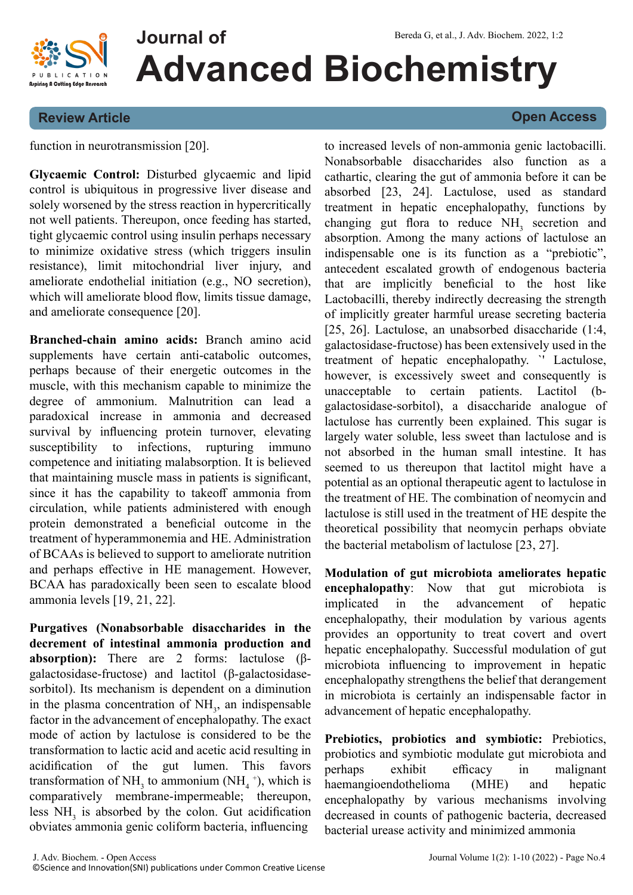function in neurotransmission [20].

**Glycaemic Control:** Disturbed glycaemic and lipid control is ubiquitous in progressive liver disease and solely worsened by the stress reaction in hypercritically not well patients. Thereupon, once feeding has started, tight glycaemic control using insulin perhaps necessary to minimize oxidative stress (which triggers insulin resistance), limit mitochondrial liver injury, and ameliorate endothelial initiation (e.g., NO secretion), which will ameliorate blood flow, limits tissue damage, and ameliorate consequence [20].

**Branched-chain amino acids:** Branch amino acid supplements have certain anti-catabolic outcomes, perhaps because of their energetic outcomes in the muscle, with this mechanism capable to minimize the degree of ammonium. Malnutrition can lead a paradoxical increase in ammonia and decreased survival by influencing protein turnover, elevating susceptibility to infections, rupturing immuno competence and initiating malabsorption. It is believed that maintaining muscle mass in patients is significant, since it has the capability to takeoff ammonia from circulation, while patients administered with enough protein demonstrated a beneficial outcome in the treatment of hyperammonemia and HE. Administration of BCAAs is believed to support to ameliorate nutrition and perhaps effective in HE management. However, BCAA has paradoxically been seen to escalate blood ammonia levels [19, 21, 22].

**Purgatives (Nonabsorbable disaccharides in the decrement of intestinal ammonia production and absorption):** There are 2 forms: lactulose (β-galactosidase-fructose) and lactitol (β-galactosidase-sorbitol). Its mechanism is dependent on a diminution in the plasma concentration of $NH_3$, an indispensable factor in the advancement of encephalopathy. The exact mode of action by lactulose is considered to be the transformation to lactic acid and acetic acid resulting in acidification of the gut lumen. This favors transformation of $NH_3$ to ammonium ($NH_4^+$), which is comparatively membrane-impermeable; thereupon, less $NH_3$ is absorbed by the colon. Gut acidification obviates ammonia genic coliform bacteria, influencing to increased levels of non-ammonia genic lactobacilli. Nonabsorbable disaccharides also function as a cathartic, clearing the gut of ammonia before it can be absorbed [23, 24]. Lactulose, used as standard treatment in hepatic encephalopathy, functions by changing gut flora to reduce $NH_3$ secretion and absorption. Among the many actions of lactulose an indispensable one is its function as a "prebiotic", antecedent escalated growth of endogenous bacteria that are implicitly beneficial to the host like Lactobacilli, thereby indirectly decreasing the strength of implicitly greater harmful urease secreting bacteria [25, 26]. Lactulose, an unabsorbed disaccharide (1:4, galactosidase-fructose) has been extensively used in the treatment of hepatic encephalopathy. `' Lactulose, however, is excessively sweet and consequently is unacceptable to certain patients. Lactitol (b-galactosidase-sorbitol), a disaccharide analogue of lactulose has currently been explained. This sugar is largely water soluble, less sweet than lactulose and is not absorbed in the human small intestine. It has seemed to us thereupon that lactitol might have a potential as an optional therapeutic agent to lactulose in the treatment of HE. The combination of neomycin and lactulose is still used in the treatment of HE despite the theoretical possibility that neomycin perhaps obviate the bacterial metabolism of lactulose [23, 27].

**Modulation of gut microbiota ameliorates hepatic encephalopathy**: Now that gut microbiota is implicated in the advancement of hepatic encephalopathy, their modulation by various agents provides an opportunity to treat covert and overt hepatic encephalopathy. Successful modulation of gut microbiota influencing to improvement in hepatic encephalopathy strengthens the belief that derangement in microbiota is certainly an indispensable factor in advancement of hepatic encephalopathy.

**Prebiotics, probiotics and symbiotic:** Prebiotics, probiotics and symbiotic modulate gut microbiota and perhaps exhibit efficacy in malignant haemangioendothelioma (MHE) and hepatic encephalopathy by various mechanisms involving decreased in counts of pathogenic bacteria, decreased bacterial urease activity and minimized ammonia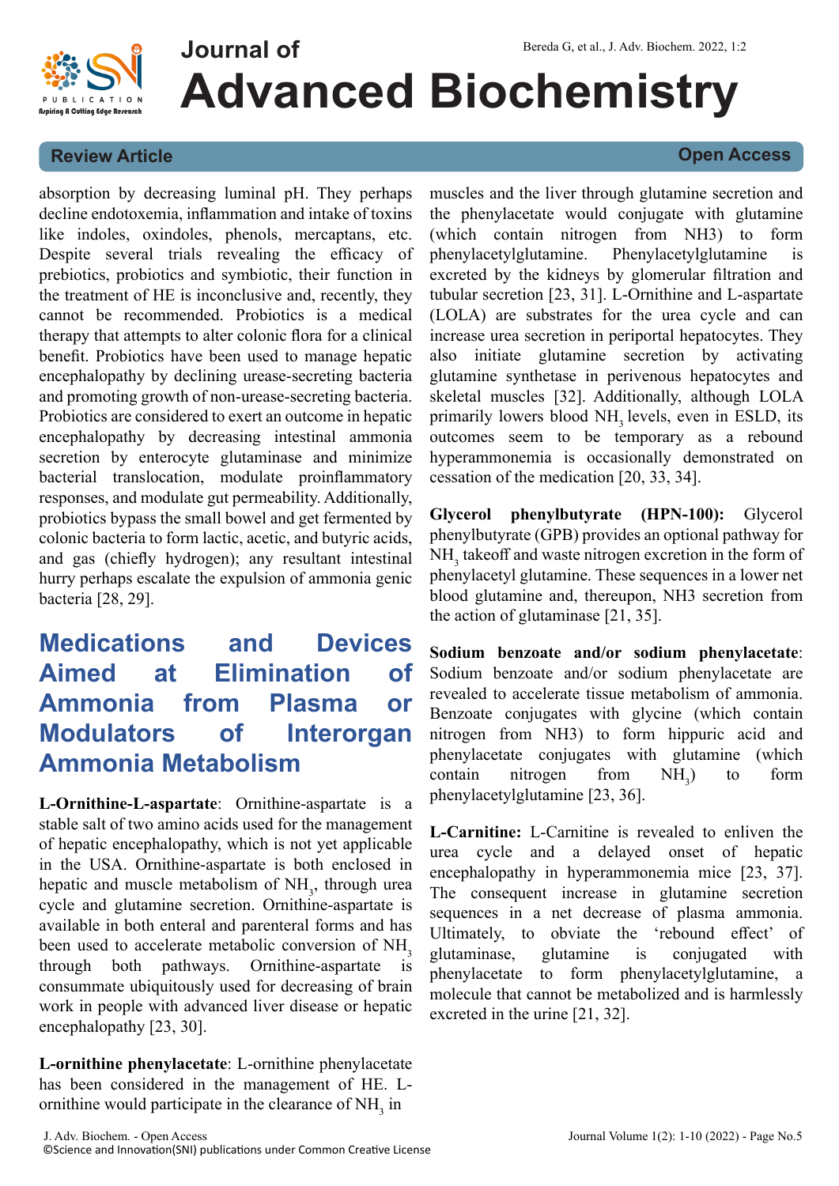absorption by decreasing luminal pH. They perhaps decline endotoxemia, inflammation and intake of toxins like indoles, oxindoles, phenols, mercaptans, etc. Despite several trials revealing the efficacy of prebiotics, probiotics and symbiotic, their function in the treatment of HE is inconclusive and, recently, they cannot be recommended. Probiotics is a medical therapy that attempts to alter colonic flora for a clinical benefit. Probiotics have been used to manage hepatic encephalopathy by declining urease-secreting bacteria and promoting growth of non-urease-secreting bacteria. Probiotics are considered to exert an outcome in hepatic encephalopathy by decreasing intestinal ammonia secretion by enterocyte glutaminase and minimize bacterial translocation, modulate proinflammatory responses, and modulate gut permeability. Additionally, probiotics bypass the small bowel and get fermented by colonic bacteria to form lactic, acetic, and butyric acids, and gas (chiefly hydrogen); any resultant intestinal hurry perhaps escalate the expulsion of ammonia genic bacteria [28, 29].

## Medications and Devices Aimed at Elimination of Ammonia from Plasma or Modulators of Interorgan Ammonia Metabolism

**L-Ornithine-L-aspartate**: Ornithine-aspartate is a stable salt of two amino acids used for the management of hepatic encephalopathy, which is not yet applicable in the USA. Ornithine-aspartate is both enclosed in hepatic and muscle metabolism of $NH_3$, through urea cycle and glutamine secretion. Ornithine-aspartate is available in both enteral and parenteral forms and has been used to accelerate metabolic conversion of $NH_3$ through both pathways. Ornithine-aspartate is consummate ubiquitously used for decreasing of brain work in people with advanced liver disease or hepatic encephalopathy [23, 30].

**L-ornithine phenylacetate**: L-ornithine phenylacetate has been considered in the management of HE. L-ornithine would participate in the clearance of $NH_3$ in muscles and the liver through glutamine secretion and the phenylacetate would conjugate with glutamine (which contain nitrogen from NH3) to form phenylacetylglutamine. Phenylacetylglutamine is excreted by the kidneys by glomerular filtration and tubular secretion [23, 31]. L-Ornithine and L-aspartate (LOLA) are substrates for the urea cycle and can increase urea secretion in periportal hepatocytes. They also initiate glutamine secretion by activating glutamine synthetase in perivenous hepatocytes and skeletal muscles [32]. Additionally, although LOLA primarily lowers blood $NH_3$ levels, even in ESLD, its outcomes seem to be temporary as a rebound hyperammonemia is occasionally demonstrated on cessation of the medication [20, 33, 34].

**Glycerol phenylbutyrate (HPN-100):** Glycerol phenylbutyrate (GPB) provides an optional pathway for $NH_3$ takeoff and waste nitrogen excretion in the form of phenylacetyl glutamine. These sequences in a lower net blood glutamine and, thereupon, NH3 secretion from the action of glutaminase [21, 35].

**Sodium benzoate and/or sodium phenylacetate**: Sodium benzoate and/or sodium phenylacetate are revealed to accelerate tissue metabolism of ammonia. Benzoate conjugates with glycine (which contain nitrogen from NH3) to form hippuric acid and phenylacetate conjugates with glutamine (which contain nitrogen from $NH_3$) to form phenylacetylglutamine [23, 36].

**L-Carnitine:** L-Carnitine is revealed to enliven the urea cycle and a delayed onset of hepatic encephalopathy in hyperammonemia mice [23, 37]. The consequent increase in glutamine secretion sequences in a net decrease of plasma ammonia. Ultimately, to obviate the 'rebound effect' of glutaminase, glutamine is conjugated with phenylacetate to form phenylacetylglutamine, a molecule that cannot be metabolized and is harmlessly excreted in the urine [21, 32].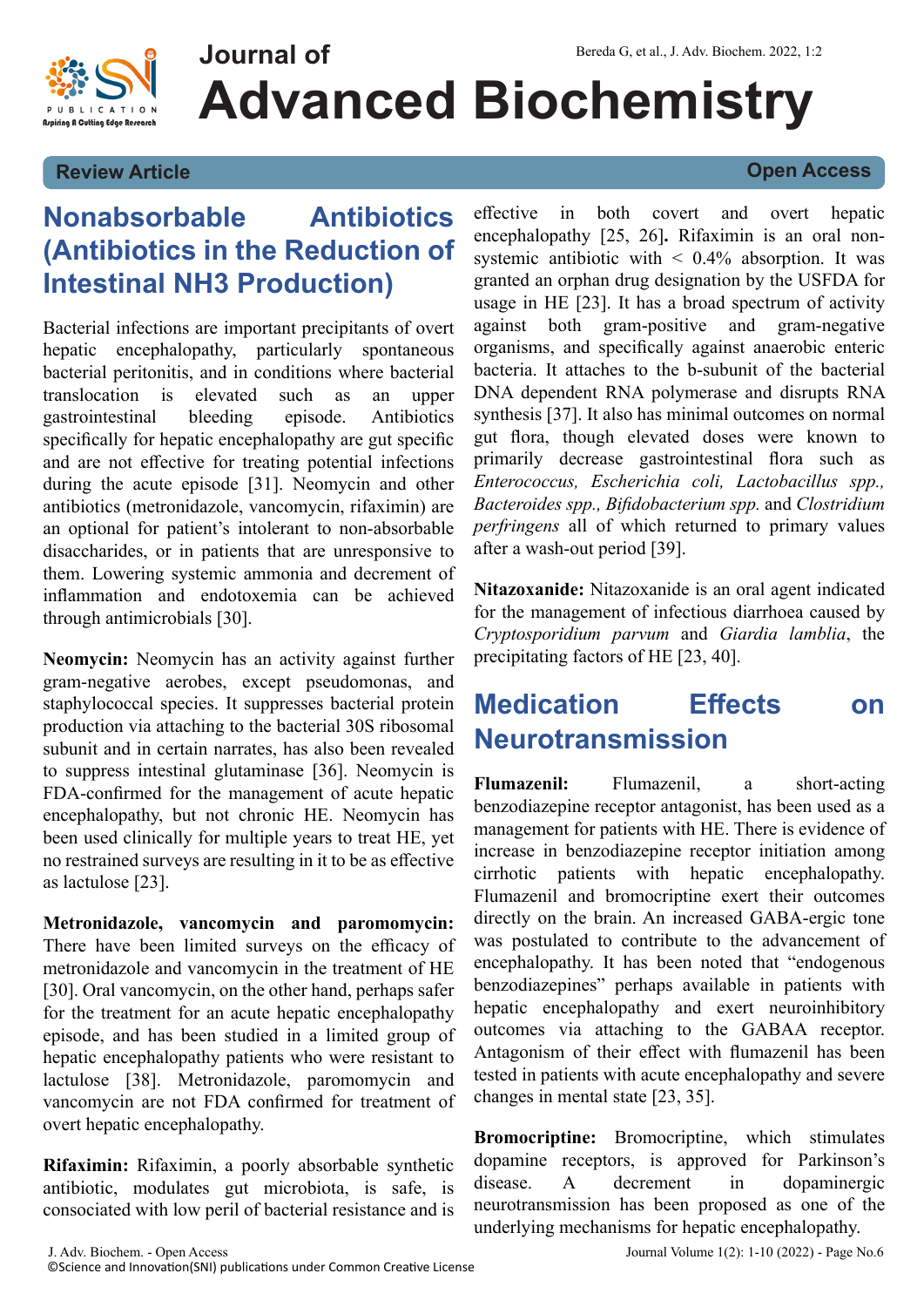## Nonabsorbable Antibiotics (Antibiotics in the Reduction of Intestinal NH3 Production)

Bacterial infections are important precipitants of overt hepatic encephalopathy, particularly spontaneous bacterial peritonitis, and in conditions where bacterial translocation is elevated such as an upper gastrointestinal bleeding episode. Antibiotics specifically for hepatic encephalopathy are gut specific and are not effective for treating potential infections during the acute episode [31]. Neomycin and other antibiotics (metronidazole, vancomycin, rifaximin) are an optional for patient's intolerant to non-absorbable disaccharides, or in patients that are unresponsive to them. Lowering systemic ammonia and decrement of inflammation and endotoxemia can be achieved through antimicrobials [30].

**Neomycin:** Neomycin has an activity against further gram-negative aerobes, except pseudomonas, and staphylococcal species. It suppresses bacterial protein production via attaching to the bacterial 30S ribosomal subunit and in certain narrates, has also been revealed to suppress intestinal glutaminase [36]. Neomycin is FDA-confirmed for the management of acute hepatic encephalopathy, but not chronic HE. Neomycin has been used clinically for multiple years to treat HE, yet no restrained surveys are resulting in it to be as effective as lactulose [23].

**Metronidazole, vancomycin and paromomycin:** There have been limited surveys on the efficacy of metronidazole and vancomycin in the treatment of HE [30]. Oral vancomycin, on the other hand, perhaps safer for the treatment for an acute hepatic encephalopathy episode, and has been studied in a limited group of hepatic encephalopathy patients who were resistant to lactulose [38]. Metronidazole, paromomycin and vancomycin are not FDA confirmed for treatment of overt hepatic encephalopathy.

**Rifaximin:** Rifaximin, a poorly absorbable synthetic antibiotic, modulates gut microbiota, is safe, is consociated with low peril of bacterial resistance and is effective in both covert and overt hepatic encephalopathy [25, 26]**.** Rifaximin is an oral non-systemic antibiotic with < 0.4% absorption. It was granted an orphan drug designation by the USFDA for usage in HE [23]. It has a broad spectrum of activity against both gram-positive and gram-negative organisms, and specifically against anaerobic enteric bacteria. It attaches to the b-subunit of the bacterial DNA dependent RNA polymerase and disrupts RNA synthesis [37]. It also has minimal outcomes on normal gut flora, though elevated doses were known to primarily decrease gastrointestinal flora such as *Enterococcus, Escherichia coli, Lactobacillus spp., Bacteroides spp., Bifidobacterium spp.* and *Clostridium perfringens* all of which returned to primary values after a wash-out period [39].

**Nitazoxanide:** Nitazoxanide is an oral agent indicated for the management of infectious diarrhoea caused by *Cryptosporidium parvum* and *Giardia lamblia*, the precipitating factors of HE [23, 40].

## Medication Effects on Neurotransmission

**Flumazenil:** Flumazenil, a short-acting benzodiazepine receptor antagonist, has been used as a management for patients with HE. There is evidence of increase in benzodiazepine receptor initiation among cirrhotic patients with hepatic encephalopathy. Flumazenil and bromocriptine exert their outcomes directly on the brain. An increased GABA-ergic tone was postulated to contribute to the advancement of encephalopathy. It has been noted that "endogenous benzodiazepines" perhaps available in patients with hepatic encephalopathy and exert neuroinhibitory outcomes via attaching to the GABAA receptor. Antagonism of their effect with flumazenil has been tested in patients with acute encephalopathy and severe changes in mental state [23, 35].

**Bromocriptine:** Bromocriptine, which stimulates dopamine receptors, is approved for Parkinson's disease. A decrement in dopaminergic neurotransmission has been proposed as one of the underlying mechanisms for hepatic encephalopathy.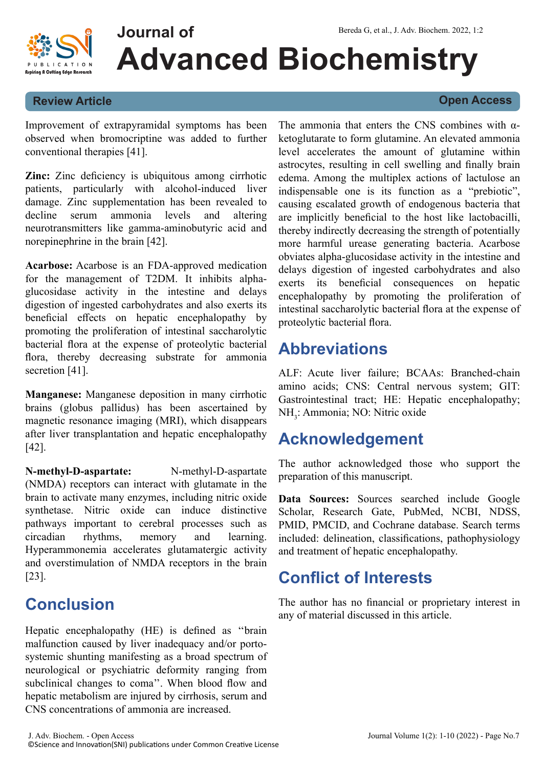Improvement of extrapyramidal symptoms has been observed when bromocriptine was added to further conventional therapies [41].

**Zinc:** Zinc deficiency is ubiquitous among cirrhotic patients, particularly with alcohol-induced liver damage. Zinc supplementation has been revealed to decline serum ammonia levels and altering neurotransmitters like gamma-aminobutyric acid and norepinephrine in the brain [42].

**Acarbose:** Acarbose is an FDA-approved medication for the management of T2DM. It inhibits alpha-glucosidase activity in the intestine and delays digestion of ingested carbohydrates and also exerts its beneficial effects on hepatic encephalopathy by promoting the proliferation of intestinal saccharolytic bacterial flora at the expense of proteolytic bacterial flora, thereby decreasing substrate for ammonia secretion [41].

**Manganese:** Manganese deposition in many cirrhotic brains (globus pallidus) has been ascertained by magnetic resonance imaging (MRI), which disappears after liver transplantation and hepatic encephalopathy [42].

**N-methyl-D-aspartate:** N-methyl-D-aspartate (NMDA) receptors can interact with glutamate in the brain to activate many enzymes, including nitric oxide synthetase. Nitric oxide can induce distinctive pathways important to cerebral processes such as circadian rhythms, memory and learning. Hyperammonemia accelerates glutamatergic activity and overstimulation of NMDA receptors in the brain [23].

## Conclusion

Hepatic encephalopathy (HE) is defined as "brain malfunction caused by liver inadequacy and/or porto-systemic shunting manifesting as a broad spectrum of neurological or psychiatric deformity ranging from subclinical changes to coma". When blood flow and hepatic metabolism are injured by cirrhosis, serum and CNS concentrations of ammonia are increased. The ammonia that enters the CNS combines with α-ketoglutarate to form glutamine. An elevated ammonia level accelerates the amount of glutamine within astrocytes, resulting in cell swelling and finally brain edema. Among the multiplex actions of lactulose an indispensable one is its function as a "prebiotic", causing escalated growth of endogenous bacteria that are implicitly beneficial to the host like lactobacilli, thereby indirectly decreasing the strength of potentially more harmful urease generating bacteria. Acarbose obviates alpha-glucosidase activity in the intestine and delays digestion of ingested carbohydrates and also exerts its beneficial consequences on hepatic encephalopathy by promoting the proliferation of intestinal saccharolytic bacterial flora at the expense of proteolytic bacterial flora.

## Abbreviations

ALF: Acute liver failure; BCAAs: Branched-chain amino acids; CNS: Central nervous system; GIT: Gastrointestinal tract; HE: Hepatic encephalopathy; $NH_3$: Ammonia; NO: Nitric oxide

## Acknowledgement

The author acknowledged those who support the preparation of this manuscript.

**Data Sources:** Sources searched include Google Scholar, Research Gate, PubMed, NCBI, NDSS, PMID, PMCID, and Cochrane database. Search terms included: delineation, classifications, pathophysiology and treatment of hepatic encephalopathy.

## Conflict of Interests

The author has no financial or proprietary interest in any of material discussed in this article.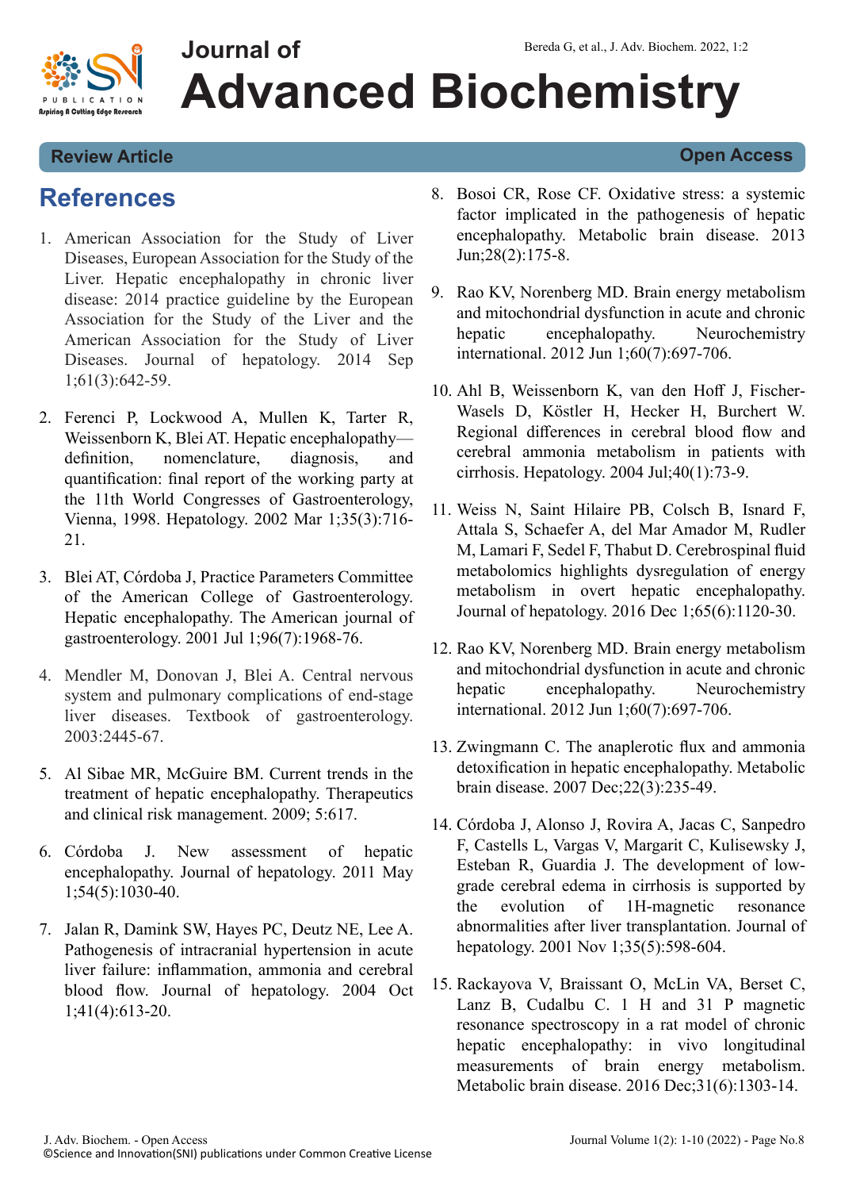## References

1. American Association for the Study of Liver Diseases, European Association for the Study of the Liver. Hepatic encephalopathy in chronic liver disease: 2014 practice guideline by the European Association for the Study of the Liver and the American Association for the Study of Liver Diseases. Journal of hepatology. 2014 Sep 1;61(3):642-59.

2. Ferenci P, Lockwood A, Mullen K, Tarter R, Weissenborn K, Blei AT. Hepatic encephalopathy—definition, nomenclature, diagnosis, and quantification: final report of the working party at the 11th World Congresses of Gastroenterology, Vienna, 1998. Hepatology. 2002 Mar 1;35(3):716-21.

3. Blei AT, Córdoba J, Practice Parameters Committee of the American College of Gastroenterology. Hepatic encephalopathy. The American journal of gastroenterology. 2001 Jul 1;96(7):1968-76.

4. Mendler M, Donovan J, Blei A. Central nervous system and pulmonary complications of end-stage liver diseases. Textbook of gastroenterology. 2003:2445-67.

5. Al Sibae MR, McGuire BM. Current trends in the treatment of hepatic encephalopathy. Therapeutics and clinical risk management. 2009; 5:617.

6. Córdoba J. New assessment of hepatic encephalopathy. Journal of hepatology. 2011 May 1;54(5):1030-40.

7. Jalan R, Damink SW, Hayes PC, Deutz NE, Lee A. Pathogenesis of intracranial hypertension in acute liver failure: inflammation, ammonia and cerebral blood flow. Journal of hepatology. 2004 Oct 1;41(4):613-20.

8. Bosoi CR, Rose CF. Oxidative stress: a systemic factor implicated in the pathogenesis of hepatic encephalopathy. Metabolic brain disease. 2013 Jun;28(2):175-8.

9. Rao KV, Norenberg MD. Brain energy metabolism and mitochondrial dysfunction in acute and chronic hepatic encephalopathy. Neurochemistry international. 2012 Jun 1;60(7):697-706.

10. Ahl B, Weissenborn K, van den Hoff J, Fischer-Wasels D, Köstler H, Hecker H, Burchert W. Regional differences in cerebral blood flow and cerebral ammonia metabolism in patients with cirrhosis. Hepatology. 2004 Jul;40(1):73-9.

11. Weiss N, Saint Hilaire PB, Colsch B, Isnard F, Attala S, Schaefer A, del Mar Amador M, Rudler M, Lamari F, Sedel F, Thabut D. Cerebrospinal fluid metabolomics highlights dysregulation of energy metabolism in overt hepatic encephalopathy. Journal of hepatology. 2016 Dec 1;65(6):1120-30.

12. Rao KV, Norenberg MD. Brain energy metabolism and mitochondrial dysfunction in acute and chronic hepatic encephalopathy. Neurochemistry international. 2012 Jun 1;60(7):697-706.

13. Zwingmann C. The anaplerotic flux and ammonia detoxification in hepatic encephalopathy. Metabolic brain disease. 2007 Dec;22(3):235-49.

14. Córdoba J, Alonso J, Rovira A, Jacas C, Sanpedro F, Castells L, Vargas V, Margarit C, Kulisewsky J, Esteban R, Guardia J. The development of low-grade cerebral edema in cirrhosis is supported by the evolution of 1H-magnetic resonance abnormalities after liver transplantation. Journal of hepatology. 2001 Nov 1;35(5):598-604.

15. Rackayova V, Braissant O, McLin VA, Berset C, Lanz B, Cudalbu C. 1 H and 31 P magnetic resonance spectroscopy in a rat model of chronic hepatic encephalopathy: in vivo longitudinal measurements of brain energy metabolism. Metabolic brain disease. 2016 Dec;31(6):1303-14.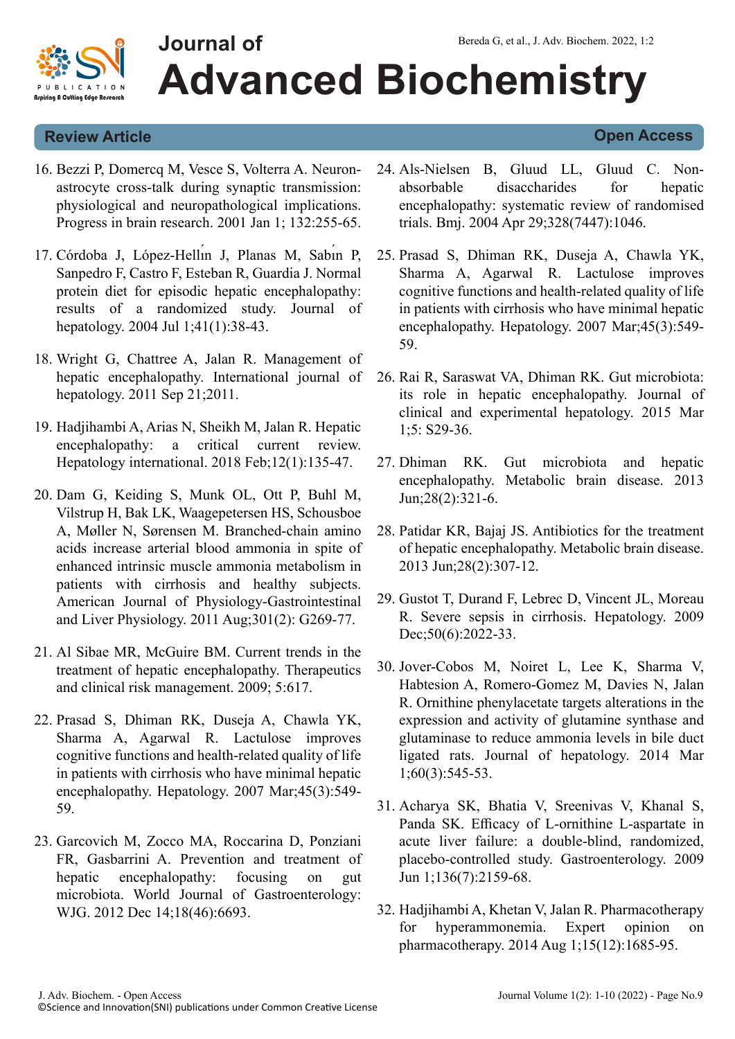16. Bezzi P, Domercq M, Vesce S, Volterra A. Neuron-astrocyte cross-talk during synaptic transmission: physiological and neuropathological implications. Progress in brain research. 2001 Jan 1; 132:255-65.

17. Córdoba J, López-Hellín J, Planas M, Sabín P, Sanpedro F, Castro F, Esteban R, Guardia J. Normal protein diet for episodic hepatic encephalopathy: results of a randomized study. Journal of hepatology. 2004 Jul 1;41(1):38-43.

18. Wright G, Chattree A, Jalan R. Management of hepatic encephalopathy. International journal of hepatology. 2011 Sep 21;2011.

19. Hadjihambi A, Arias N, Sheikh M, Jalan R. Hepatic encephalopathy: a critical current review. Hepatology international. 2018 Feb;12(1):135-47.

20. Dam G, Keiding S, Munk OL, Ott P, Buhl M, Vilstrup H, Bak LK, Waagepetersen HS, Schousboe A, Møller N, Sørensen M. Branched-chain amino acids increase arterial blood ammonia in spite of enhanced intrinsic muscle ammonia metabolism in patients with cirrhosis and healthy subjects. American Journal of Physiology-Gastrointestinal and Liver Physiology. 2011 Aug;301(2): G269-77.

21. Al Sibae MR, McGuire BM. Current trends in the treatment of hepatic encephalopathy. Therapeutics and clinical risk management. 2009; 5:617.

22. Prasad S, Dhiman RK, Duseja A, Chawla YK, Sharma A, Agarwal R. Lactulose improves cognitive functions and health-related quality of life in patients with cirrhosis who have minimal hepatic encephalopathy. Hepatology. 2007 Mar;45(3):549-59.

23. Garcovich M, Zocco MA, Roccarina D, Ponziani FR, Gasbarrini A. Prevention and treatment of hepatic encephalopathy: focusing on gut microbiota. World Journal of Gastroenterology: WJG. 2012 Dec 14;18(46):6693.

24. Als-Nielsen B, Gluud LL, Gluud C. Non-absorbable disaccharides for hepatic encephalopathy: systematic review of randomised trials. Bmj. 2004 Apr 29;328(7447):1046.

25. Prasad S, Dhiman RK, Duseja A, Chawla YK, Sharma A, Agarwal R. Lactulose improves cognitive functions and health-related quality of life in patients with cirrhosis who have minimal hepatic encephalopathy. Hepatology. 2007 Mar;45(3):549-59.

26. Rai R, Saraswat VA, Dhiman RK. Gut microbiota: its role in hepatic encephalopathy. Journal of clinical and experimental hepatology. 2015 Mar 1;5: S29-36.

27. Dhiman RK. Gut microbiota and hepatic encephalopathy. Metabolic brain disease. 2013 Jun;28(2):321-6.

28. Patidar KR, Bajaj JS. Antibiotics for the treatment of hepatic encephalopathy. Metabolic brain disease. 2013 Jun;28(2):307-12.

29. Gustot T, Durand F, Lebrec D, Vincent JL, Moreau R. Severe sepsis in cirrhosis. Hepatology. 2009 Dec;50(6):2022-33.

30. Jover-Cobos M, Noiret L, Lee K, Sharma V, Habtesion A, Romero-Gomez M, Davies N, Jalan R. Ornithine phenylacetate targets alterations in the expression and activity of glutamine synthase and glutaminase to reduce ammonia levels in bile duct ligated rats. Journal of hepatology. 2014 Mar 1;60(3):545-53.

31. Acharya SK, Bhatia V, Sreenivas V, Khanal S, Panda SK. Efficacy of L-ornithine L-aspartate in acute liver failure: a double-blind, randomized, placebo-controlled study. Gastroenterology. 2009 Jun 1;136(7):2159-68.

32. Hadjihambi A, Khetan V, Jalan R. Pharmacotherapy for hyperammonemia. Expert opinion on pharmacotherapy. 2014 Aug 1;15(12):1685-95.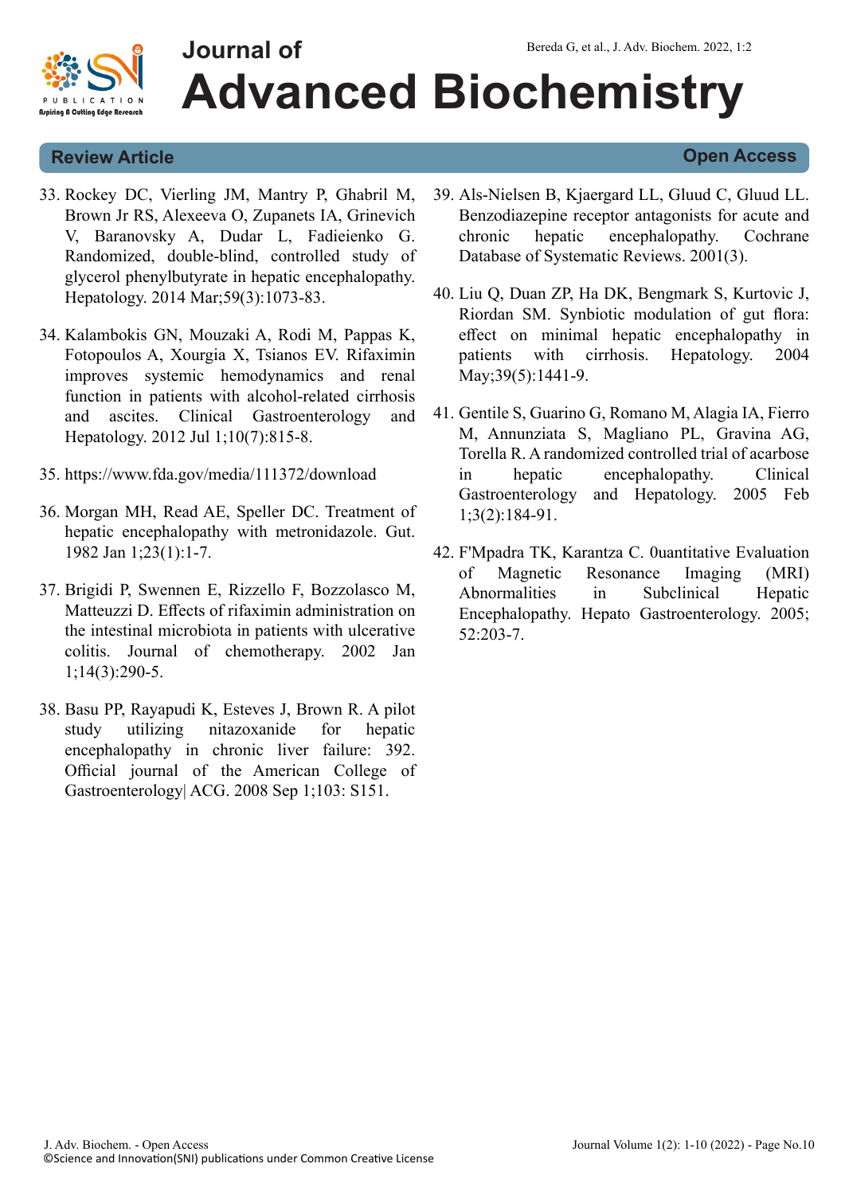33. Rockey DC, Vierling JM, Mantry P, Ghabril M, Brown Jr RS, Alexeeva O, Zupanets IA, Grinevich V, Baranovsky A, Dudar L, Fadieienko G. Randomized, double-blind, controlled study of glycerol phenylbutyrate in hepatic encephalopathy. Hepatology. 2014 Mar;59(3):1073-83.

34. Kalambokis GN, Mouzaki A, Rodi M, Pappas K, Fotopoulos A, Xourgia X, Tsianos EV. Rifaximin improves systemic hemodynamics and renal function in patients with alcohol-related cirrhosis and ascites. Clinical Gastroenterology and Hepatology. 2012 Jul 1;10(7):815-8.

35. https://www.fda.gov/media/111372/download

36. Morgan MH, Read AE, Speller DC. Treatment of hepatic encephalopathy with metronidazole. Gut. 1982 Jan 1;23(1):1-7.

37. Brigidi P, Swennen E, Rizzello F, Bozzolasco M, Matteuzzi D. Effects of rifaximin administration on the intestinal microbiota in patients with ulcerative colitis. Journal of chemotherapy. 2002 Jan 1;14(3):290-5.

38. Basu PP, Rayapudi K, Esteves J, Brown R. A pilot study utilizing nitazoxanide for hepatic encephalopathy in chronic liver failure: 392. Official journal of the American College of Gastroenterology| ACG. 2008 Sep 1;103: S151.

39. Als-Nielsen B, Kjaergard LL, Gluud C, Gluud LL. Benzodiazepine receptor antagonists for acute and chronic hepatic encephalopathy. Cochrane Database of Systematic Reviews. 2001(3).

40. Liu Q, Duan ZP, Ha DK, Bengmark S, Kurtovic J, Riordan SM. Synbiotic modulation of gut flora: effect on minimal hepatic encephalopathy in patients with cirrhosis. Hepatology. 2004 May;39(5):1441-9.

41. Gentile S, Guarino G, Romano M, Alagia IA, Fierro M, Annunziata S, Magliano PL, Gravina AG, Torella R. A randomized controlled trial of acarbose in hepatic encephalopathy. Clinical Gastroenterology and Hepatology. 2005 Feb 1;3(2):184-91.

42. F'Mpadra TK, Karantza C. 0uantitative Evaluation of Magnetic Resonance Imaging (MRI) Abnormalities in Subclinical Hepatic Encephalopathy. Hepato Gastroenterology. 2005; 52:203-7.